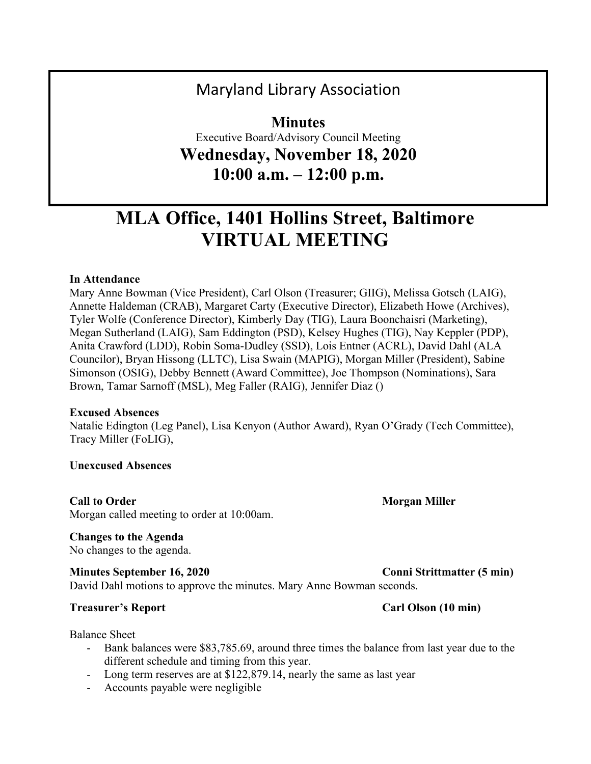# Maryland Library Association

## Minutes

Executive Board/Advisory Council Meeting

## Wednesday, November 18, 2020
## 10:00 a.m. – 12:00 p.m.

# MLA Office, 1401 Hollins Street, Baltimore
# VIRTUAL MEETING

**In Attendance**

Mary Anne Bowman (Vice President), Carl Olson (Treasurer; GIIG), Melissa Gotsch (LAIG), Annette Haldeman (CRAB), Margaret Carty (Executive Director), Elizabeth Howe (Archives), Tyler Wolfe (Conference Director), Kimberly Day (TIG), Laura Boonchaisri (Marketing), Megan Sutherland (LAIG), Sam Eddington (PSD), Kelsey Hughes (TIG), Nay Keppler (PDP), Anita Crawford (LDD), Robin Soma-Dudley (SSD), Lois Entner (ACRL), David Dahl (ALA Councilor), Bryan Hissong (LLTC), Lisa Swain (MAPIG), Morgan Miller (President), Sabine Simonson (OSIG), Debby Bennett (Award Committee), Joe Thompson (Nominations), Sara Brown, Tamar Sarnoff (MSL), Meg Faller (RAIG), Jennifer Diaz ()

**Excused Absences**

Natalie Edington (Leg Panel), Lisa Kenyon (Author Award), Ryan O'Grady (Tech Committee), Tracy Miller (FoLIG),

**Unexcused Absences**

**Call to Order** — **Morgan Miller**

Morgan called meeting to order at 10:00am.

**Changes to the Agenda**

No changes to the agenda.

**Minutes September 16, 2020** — **Conni Strittmatter (5 min)**

David Dahl motions to approve the minutes. Mary Anne Bowman seconds.

**Treasurer's Report** — **Carl Olson (10 min)**

Balance Sheet

- Bank balances were $83,785.69, around three times the balance from last year due to the different schedule and timing from this year.
- Long term reserves are at $122,879.14, nearly the same as last year
- Accounts payable were negligible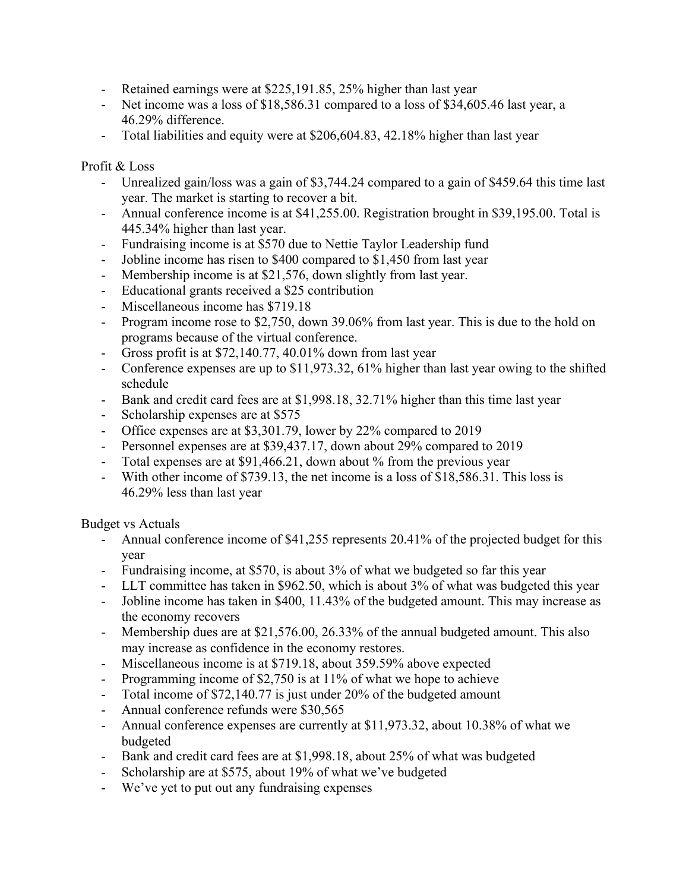- Retained earnings were at $225,191.85, 25% higher than last year
- Net income was a loss of $18,586.31 compared to a loss of $34,605.46 last year, a 46.29% difference.
- Total liabilities and equity were at $206,604.83, 42.18% higher than last year

Profit & Loss

- Unrealized gain/loss was a gain of $3,744.24 compared to a gain of $459.64 this time last year. The market is starting to recover a bit.
- Annual conference income is at $41,255.00. Registration brought in $39,195.00. Total is 445.34% higher than last year.
- Fundraising income is at $570 due to Nettie Taylor Leadership fund
- Jobline income has risen to $400 compared to $1,450 from last year
- Membership income is at $21,576, down slightly from last year.
- Educational grants received a $25 contribution
- Miscellaneous income has $719.18
- Program income rose to $2,750, down 39.06% from last year. This is due to the hold on programs because of the virtual conference.
- Gross profit is at $72,140.77, 40.01% down from last year
- Conference expenses are up to $11,973.32, 61% higher than last year owing to the shifted schedule
- Bank and credit card fees are at $1,998.18, 32.71% higher than this time last year
- Scholarship expenses are at $575
- Office expenses are at $3,301.79, lower by 22% compared to 2019
- Personnel expenses are at $39,437.17, down about 29% compared to 2019
- Total expenses are at $91,466.21, down about % from the previous year
- With other income of $739.13, the net income is a loss of $18,586.31. This loss is 46.29% less than last year

Budget vs Actuals

- Annual conference income of $41,255 represents 20.41% of the projected budget for this year
- Fundraising income, at $570, is about 3% of what we budgeted so far this year
- LLT committee has taken in $962.50, which is about 3% of what was budgeted this year
- Jobline income has taken in $400, 11.43% of the budgeted amount. This may increase as the economy recovers
- Membership dues are at $21,576.00, 26.33% of the annual budgeted amount. This also may increase as confidence in the economy restores.
- Miscellaneous income is at $719.18, about 359.59% above expected
- Programming income of $2,750 is at 11% of what we hope to achieve
- Total income of $72,140.77 is just under 20% of the budgeted amount
- Annual conference refunds were $30,565
- Annual conference expenses are currently at $11,973.32, about 10.38% of what we budgeted
- Bank and credit card fees are at $1,998.18, about 25% of what was budgeted
- Scholarship are at $575, about 19% of what we've budgeted
- We've yet to put out any fundraising expenses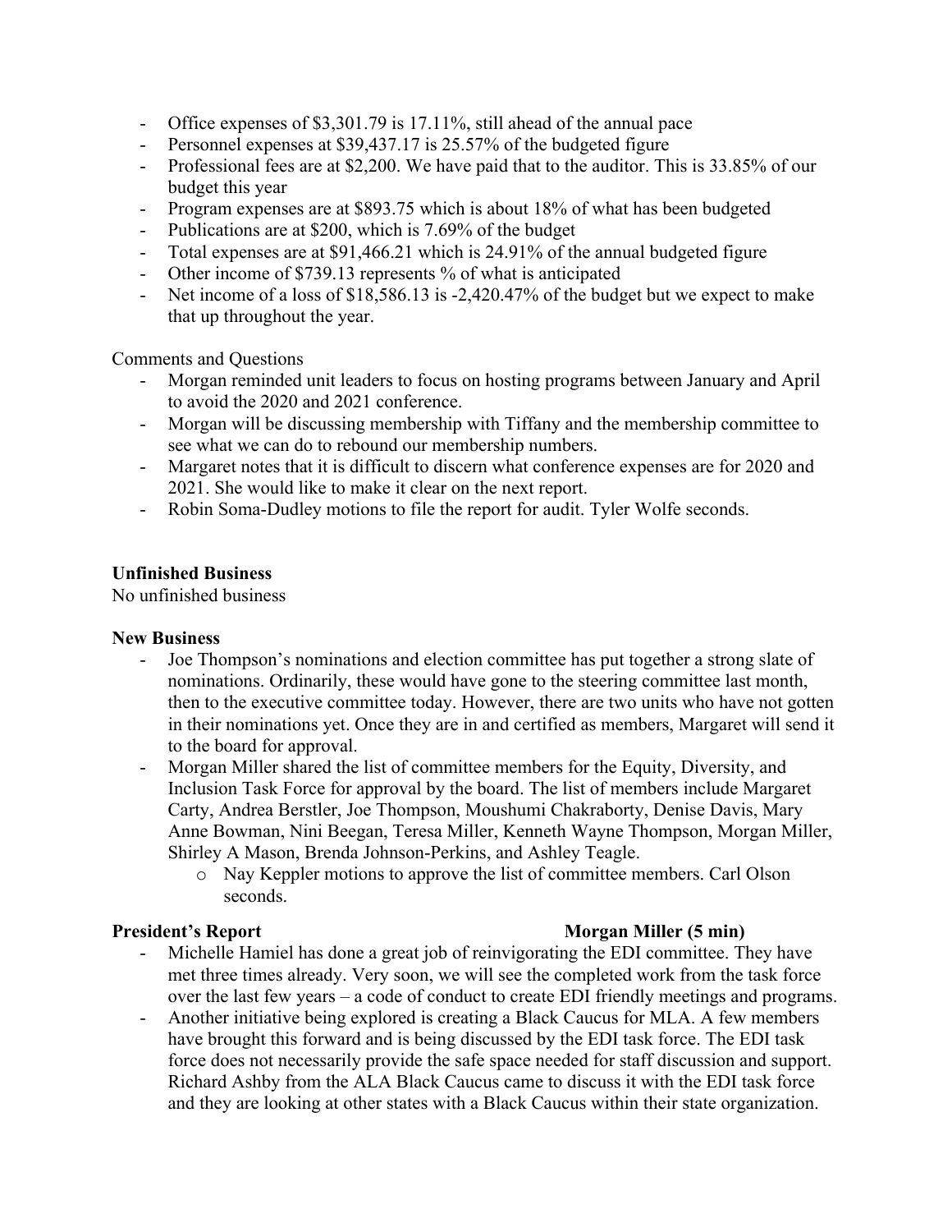- Office expenses of $3,301.79 is 17.11%, still ahead of the annual pace
- Personnel expenses at $39,437.17 is 25.57% of the budgeted figure
- Professional fees are at $2,200. We have paid that to the auditor. This is 33.85% of our budget this year
- Program expenses are at $893.75 which is about 18% of what has been budgeted
- Publications are at $200, which is 7.69% of the budget
- Total expenses are at $91,466.21 which is 24.91% of the annual budgeted figure
- Other income of $739.13 represents % of what is anticipated
- Net income of a loss of $18,586.13 is -2,420.47% of the budget but we expect to make that up throughout the year.

Comments and Questions

- Morgan reminded unit leaders to focus on hosting programs between January and April to avoid the 2020 and 2021 conference.
- Morgan will be discussing membership with Tiffany and the membership committee to see what we can do to rebound our membership numbers.
- Margaret notes that it is difficult to discern what conference expenses are for 2020 and 2021. She would like to make it clear on the next report.
- Robin Soma-Dudley motions to file the report for audit. Tyler Wolfe seconds.

**Unfinished Business**

No unfinished business

**New Business**

- Joe Thompson's nominations and election committee has put together a strong slate of nominations. Ordinarily, these would have gone to the steering committee last month, then to the executive committee today. However, there are two units who have not gotten in their nominations yet. Once they are in and certified as members, Margaret will send it to the board for approval.
- Morgan Miller shared the list of committee members for the Equity, Diversity, and Inclusion Task Force for approval by the board. The list of members include Margaret Carty, Andrea Berstler, Joe Thompson, Moushumi Chakraborty, Denise Davis, Mary Anne Bowman, Nini Beegan, Teresa Miller, Kenneth Wayne Thompson, Morgan Miller, Shirley A Mason, Brenda Johnson-Perkins, and Ashley Teagle.
  - Nay Keppler motions to approve the list of committee members. Carl Olson seconds.

**President's Report** **Morgan Miller (5 min)**

- Michelle Hamiel has done a great job of reinvigorating the EDI committee. They have met three times already. Very soon, we will see the completed work from the task force over the last few years – a code of conduct to create EDI friendly meetings and programs.
- Another initiative being explored is creating a Black Caucus for MLA. A few members have brought this forward and is being discussed by the EDI task force. The EDI task force does not necessarily provide the safe space needed for staff discussion and support. Richard Ashby from the ALA Black Caucus came to discuss it with the EDI task force and they are looking at other states with a Black Caucus within their state organization.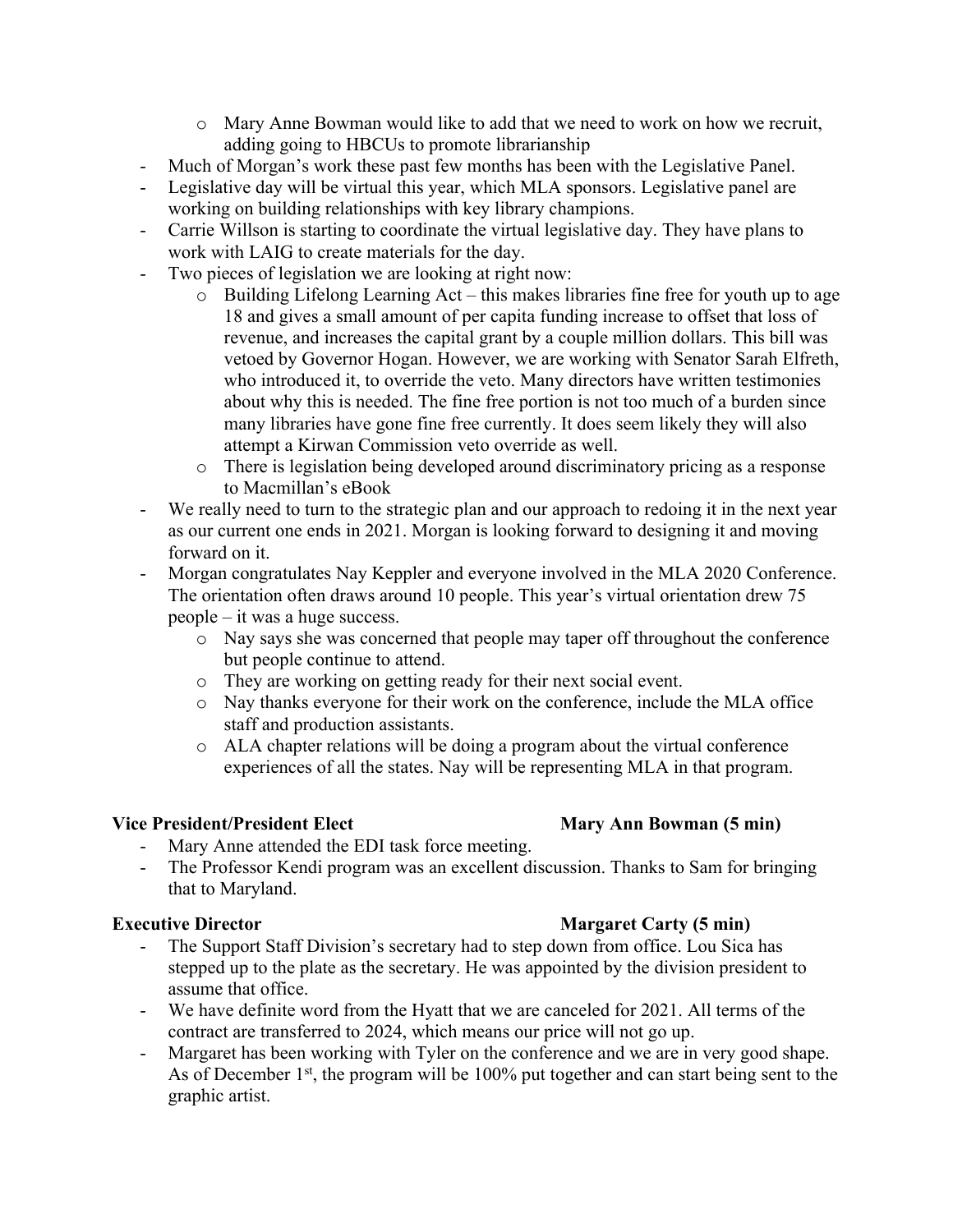- Mary Anne Bowman would like to add that we need to work on how we recruit, adding going to HBCUs to promote librarianship
- Much of Morgan's work these past few months has been with the Legislative Panel.
- Legislative day will be virtual this year, which MLA sponsors. Legislative panel are working on building relationships with key library champions.
- Carrie Willson is starting to coordinate the virtual legislative day. They have plans to work with LAIG to create materials for the day.
- Two pieces of legislation we are looking at right now:
  - Building Lifelong Learning Act – this makes libraries fine free for youth up to age 18 and gives a small amount of per capita funding increase to offset that loss of revenue, and increases the capital grant by a couple million dollars. This bill was vetoed by Governor Hogan. However, we are working with Senator Sarah Elfreth, who introduced it, to override the veto. Many directors have written testimonies about why this is needed. The fine free portion is not too much of a burden since many libraries have gone fine free currently. It does seem likely they will also attempt a Kirwan Commission veto override as well.
  - There is legislation being developed around discriminatory pricing as a response to Macmillan's eBook
- We really need to turn to the strategic plan and our approach to redoing it in the next year as our current one ends in 2021. Morgan is looking forward to designing it and moving forward on it.
- Morgan congratulates Nay Keppler and everyone involved in the MLA 2020 Conference. The orientation often draws around 10 people. This year's virtual orientation drew 75 people – it was a huge success.
  - Nay says she was concerned that people may taper off throughout the conference but people continue to attend.
  - They are working on getting ready for their next social event.
  - Nay thanks everyone for their work on the conference, include the MLA office staff and production assistants.
  - ALA chapter relations will be doing a program about the virtual conference experiences of all the states. Nay will be representing MLA in that program.

**Vice President/President Elect** **Mary Ann Bowman (5 min)**

- Mary Anne attended the EDI task force meeting.
- The Professor Kendi program was an excellent discussion. Thanks to Sam for bringing that to Maryland.

**Executive Director** **Margaret Carty (5 min)**

- The Support Staff Division's secretary had to step down from office. Lou Sica has stepped up to the plate as the secretary. He was appointed by the division president to assume that office.
- We have definite word from the Hyatt that we are canceled for 2021. All terms of the contract are transferred to 2024, which means our price will not go up.
- Margaret has been working with Tyler on the conference and we are in very good shape. As of December 1st, the program will be 100% put together and can start being sent to the graphic artist.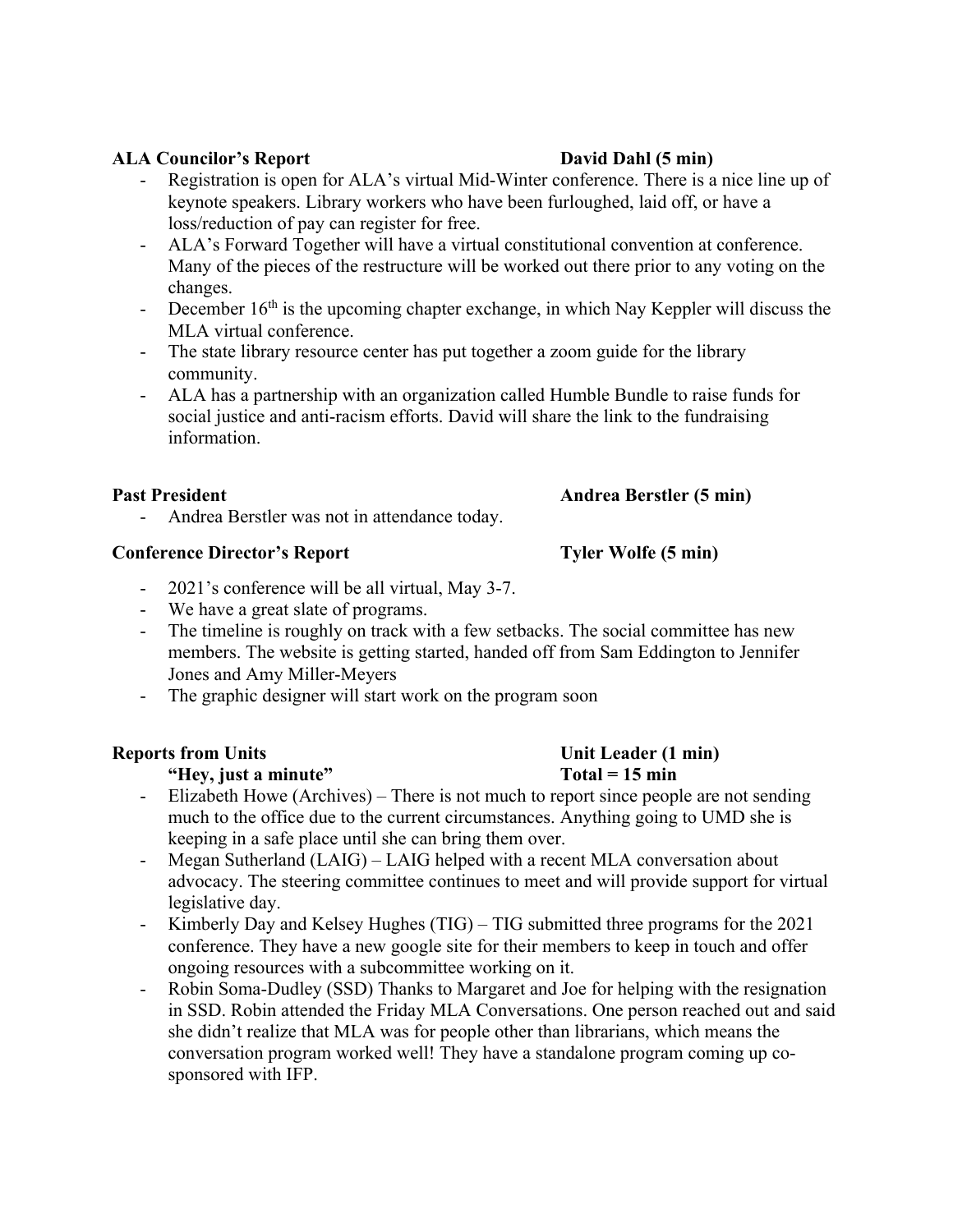**ALA Councilor's Report** **David Dahl (5 min)**

- Registration is open for ALA's virtual Mid-Winter conference. There is a nice line up of keynote speakers. Library workers who have been furloughed, laid off, or have a loss/reduction of pay can register for free.
- ALA's Forward Together will have a virtual constitutional convention at conference. Many of the pieces of the restructure will be worked out there prior to any voting on the changes.
- December 16th is the upcoming chapter exchange, in which Nay Keppler will discuss the MLA virtual conference.
- The state library resource center has put together a zoom guide for the library community.
- ALA has a partnership with an organization called Humble Bundle to raise funds for social justice and anti-racism efforts. David will share the link to the fundraising information.

**Past President** **Andrea Berstler (5 min)**

- Andrea Berstler was not in attendance today.

**Conference Director's Report** **Tyler Wolfe (5 min)**

- 2021's conference will be all virtual, May 3-7.
- We have a great slate of programs.
- The timeline is roughly on track with a few setbacks. The social committee has new members. The website is getting started, handed off from Sam Eddington to Jennifer Jones and Amy Miller-Meyers
- The graphic designer will start work on the program soon

**Reports from Units** **Unit Leader (1 min)**
**"Hey, just a minute"** **Total = 15 min**

- Elizabeth Howe (Archives) – There is not much to report since people are not sending much to the office due to the current circumstances. Anything going to UMD she is keeping in a safe place until she can bring them over.
- Megan Sutherland (LAIG) – LAIG helped with a recent MLA conversation about advocacy. The steering committee continues to meet and will provide support for virtual legislative day.
- Kimberly Day and Kelsey Hughes (TIG) – TIG submitted three programs for the 2021 conference. They have a new google site for their members to keep in touch and offer ongoing resources with a subcommittee working on it.
- Robin Soma-Dudley (SSD) Thanks to Margaret and Joe for helping with the resignation in SSD. Robin attended the Friday MLA Conversations. One person reached out and said she didn't realize that MLA was for people other than librarians, which means the conversation program worked well! They have a standalone program coming up co-sponsored with IFP.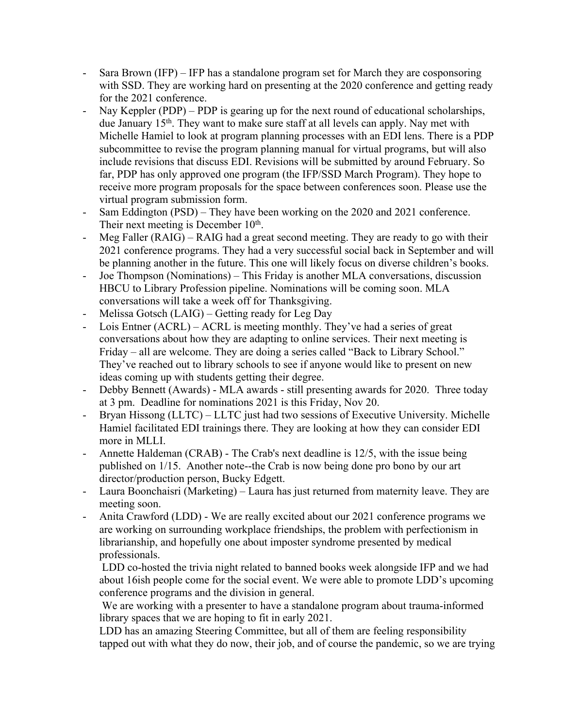- Sara Brown (IFP) – IFP has a standalone program set for March they are cosponsoring with SSD. They are working hard on presenting at the 2020 conference and getting ready for the 2021 conference.
- Nay Keppler (PDP) – PDP is gearing up for the next round of educational scholarships, due January 15th. They want to make sure staff at all levels can apply. Nay met with Michelle Hamiel to look at program planning processes with an EDI lens. There is a PDP subcommittee to revise the program planning manual for virtual programs, but will also include revisions that discuss EDI. Revisions will be submitted by around February. So far, PDP has only approved one program (the IFP/SSD March Program). They hope to receive more program proposals for the space between conferences soon. Please use the virtual program submission form.
- Sam Eddington (PSD) – They have been working on the 2020 and 2021 conference. Their next meeting is December 10th.
- Meg Faller (RAIG) – RAIG had a great second meeting. They are ready to go with their 2021 conference programs. They had a very successful social back in September and will be planning another in the future. This one will likely focus on diverse children's books.
- Joe Thompson (Nominations) – This Friday is another MLA conversations, discussion HBCU to Library Profession pipeline. Nominations will be coming soon. MLA conversations will take a week off for Thanksgiving.
- Melissa Gotsch (LAIG) – Getting ready for Leg Day
- Lois Entner (ACRL) – ACRL is meeting monthly. They've had a series of great conversations about how they are adapting to online services. Their next meeting is Friday – all are welcome. They are doing a series called "Back to Library School." They've reached out to library schools to see if anyone would like to present on new ideas coming up with students getting their degree.
- Debby Bennett (Awards) - MLA awards - still presenting awards for 2020. Three today at 3 pm. Deadline for nominations 2021 is this Friday, Nov 20.
- Bryan Hissong (LLTC) – LLTC just had two sessions of Executive University. Michelle Hamiel facilitated EDI trainings there. They are looking at how they can consider EDI more in MLLI.
- Annette Haldeman (CRAB) - The Crab's next deadline is 12/5, with the issue being published on 1/15. Another note--the Crab is now being done pro bono by our art director/production person, Bucky Edgett.
- Laura Boonchaisri (Marketing) – Laura has just returned from maternity leave. They are meeting soon.
- Anita Crawford (LDD) - We are really excited about our 2021 conference programs we are working on surrounding workplace friendships, the problem with perfectionism in librarianship, and hopefully one about imposter syndrome presented by medical professionals.

  LDD co-hosted the trivia night related to banned books week alongside IFP and we had about 16ish people come for the social event. We were able to promote LDD's upcoming conference programs and the division in general.

  We are working with a presenter to have a standalone program about trauma-informed library spaces that we are hoping to fit in early 2021.

  LDD has an amazing Steering Committee, but all of them are feeling responsibility tapped out with what they do now, their job, and of course the pandemic, so we are trying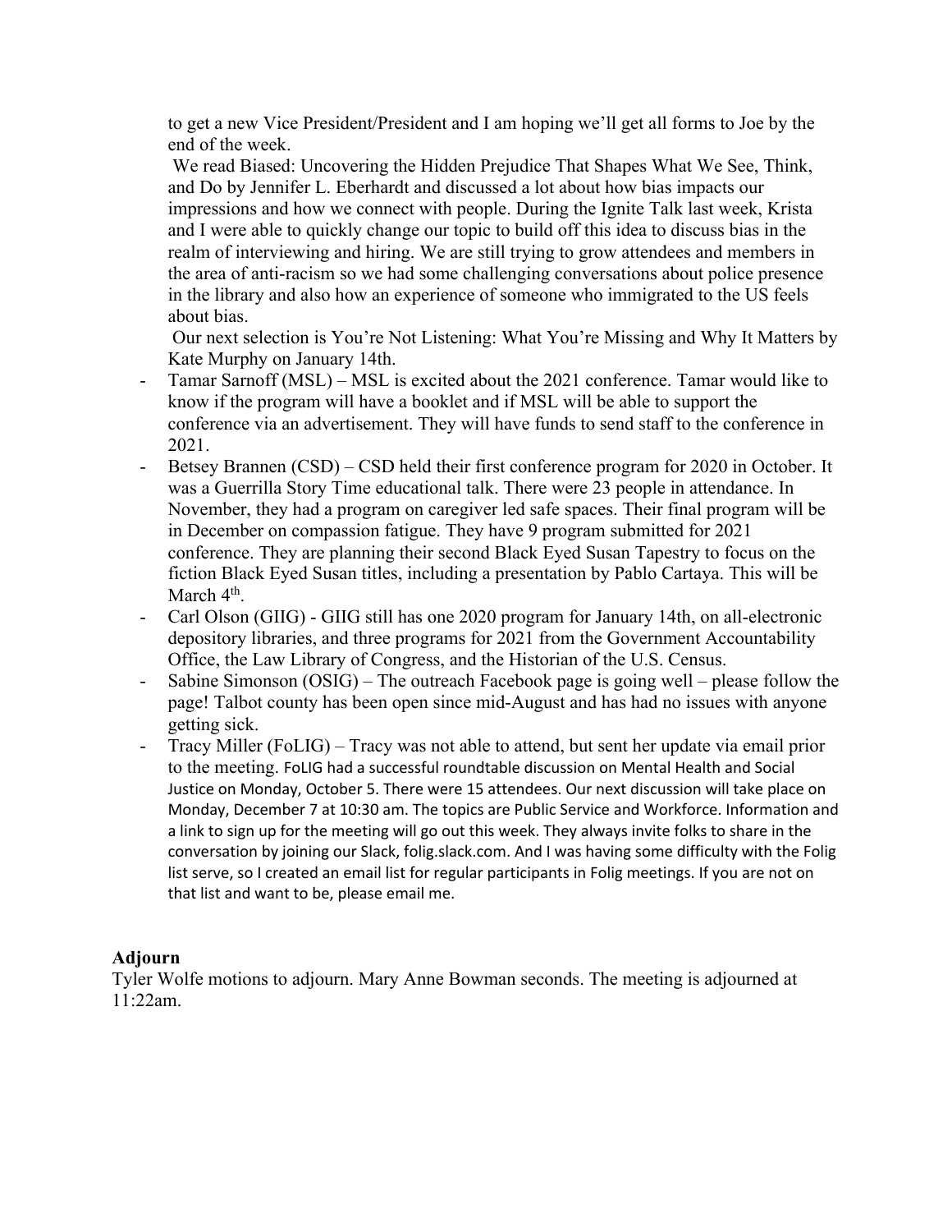to get a new Vice President/President and I am hoping we'll get all forms to Joe by the end of the week.

We read Biased: Uncovering the Hidden Prejudice That Shapes What We See, Think, and Do by Jennifer L. Eberhardt and discussed a lot about how bias impacts our impressions and how we connect with people. During the Ignite Talk last week, Krista and I were able to quickly change our topic to build off this idea to discuss bias in the realm of interviewing and hiring. We are still trying to grow attendees and members in the area of anti-racism so we had some challenging conversations about police presence in the library and also how an experience of someone who immigrated to the US feels about bias.

Our next selection is You're Not Listening: What You're Missing and Why It Matters by Kate Murphy on January 14th.

- Tamar Sarnoff (MSL) – MSL is excited about the 2021 conference. Tamar would like to know if the program will have a booklet and if MSL will be able to support the conference via an advertisement. They will have funds to send staff to the conference in 2021.
- Betsey Brannen (CSD) – CSD held their first conference program for 2020 in October. It was a Guerrilla Story Time educational talk. There were 23 people in attendance. In November, they had a program on caregiver led safe spaces. Their final program will be in December on compassion fatigue. They have 9 program submitted for 2021 conference. They are planning their second Black Eyed Susan Tapestry to focus on the fiction Black Eyed Susan titles, including a presentation by Pablo Cartaya. This will be March 4th.
- Carl Olson (GIIG) - GIIG still has one 2020 program for January 14th, on all-electronic depository libraries, and three programs for 2021 from the Government Accountability Office, the Law Library of Congress, and the Historian of the U.S. Census.
- Sabine Simonson (OSIG) – The outreach Facebook page is going well – please follow the page! Talbot county has been open since mid-August and has had no issues with anyone getting sick.
- Tracy Miller (FoLIG) – Tracy was not able to attend, but sent her update via email prior to the meeting. FoLIG had a successful roundtable discussion on Mental Health and Social Justice on Monday, October 5. There were 15 attendees. Our next discussion will take place on Monday, December 7 at 10:30 am. The topics are Public Service and Workforce. Information and a link to sign up for the meeting will go out this week. They always invite folks to share in the conversation by joining our Slack, folig.slack.com. And I was having some difficulty with the Folig list serve, so I created an email list for regular participants in Folig meetings. If you are not on that list and want to be, please email me.

**Adjourn**

Tyler Wolfe motions to adjourn. Mary Anne Bowman seconds. The meeting is adjourned at 11:22am.